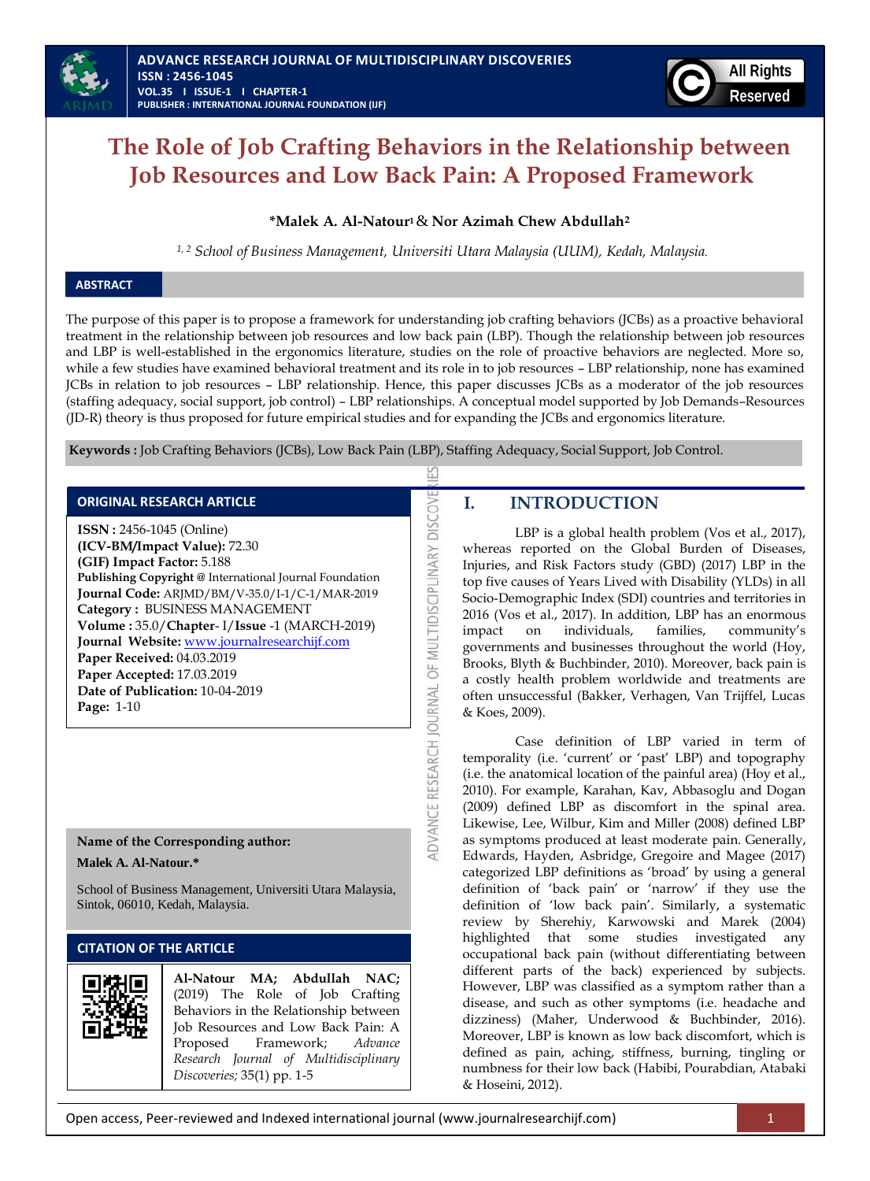# The Role of Job Crafting Behaviors in the Relationship between Job Resources and Low Back Pain: A Proposed Framework

**\*Malek A. Al-Natour[1] & Nor Azimah Chew Abdullah[2]**

*[1, 2] School of Business Management, Universiti Utara Malaysia (UUM), Kedah, Malaysia.*

## ABSTRACT

The purpose of this paper is to propose a framework for understanding job crafting behaviors (JCBs) as a proactive behavioral treatment in the relationship between job resources and low back pain (LBP). Though the relationship between job resources and LBP is well-established in the ergonomics literature, studies on the role of proactive behaviors are neglected. More so, while a few studies have examined behavioral treatment and its role in to job resources – LBP relationship, none has examined JCBs in relation to job resources – LBP relationship. Hence, this paper discusses JCBs as a moderator of the job resources (staffing adequacy, social support, job control) – LBP relationships. A conceptual model supported by Job Demands–Resources (JD-R) theory is thus proposed for future empirical studies and for expanding the JCBs and ergonomics literature.

**Keywords :** Job Crafting Behaviors (JCBs), Low Back Pain (LBP), Staffing Adequacy, Social Support, Job Control.

## ORIGINAL RESEARCH ARTICLE

**ISSN :** 2456-1045 (Online)
**(ICV-BM/Impact Value):** 72.30
**(GIF) Impact Factor:** 5.188
**Publishing Copyright @** International Journal Foundation
**Journal Code:** ARJMD/BM/V-35.0/I-1/C-1/MAR-2019
**Category :** BUSINESS MANAGEMENT
**Volume :** 35.0/**Chapter**- I/**Issue** -1 (MARCH-2019)
**Journal Website:** www.journalresearchijf.com
**Paper Received:** 04.03.2019
**Paper Accepted:** 17.03.2019
**Date of Publication:** 10-04-2019
**Page:** 1-10

**Name of the Corresponding author:**

**Malek A. Al-Natour.\***

School of Business Management, Universiti Utara Malaysia, Sintok, 06010, Kedah, Malaysia.

## CITATION OF THE ARTICLE

**Al-Natour MA; Abdullah NAC;** (2019) The Role of Job Crafting Behaviors in the Relationship between Job Resources and Low Back Pain: A Proposed Framework; *Advance Research Journal of Multidisciplinary Discoveries;* 35(1) pp. 1-5

## I. INTRODUCTION

LBP is a global health problem (Vos et al., 2017), whereas reported on the Global Burden of Diseases, Injuries, and Risk Factors study (GBD) (2017) LBP in the top five causes of Years Lived with Disability (YLDs) in all Socio-Demographic Index (SDI) countries and territories in 2016 (Vos et al., 2017). In addition, LBP has an enormous impact on individuals, families, community's governments and businesses throughout the world (Hoy, Brooks, Blyth & Buchbinder, 2010). Moreover, back pain is a costly health problem worldwide and treatments are often unsuccessful (Bakker, Verhagen, Van Trijffel, Lucas & Koes, 2009).

Case definition of LBP varied in term of temporality (i.e. 'current' or 'past' LBP) and topography (i.e. the anatomical location of the painful area) (Hoy et al., 2010). For example, Karahan, Kav, Abbasoglu and Dogan (2009) defined LBP as discomfort in the spinal area. Likewise, Lee, Wilbur, Kim and Miller (2008) defined LBP as symptoms produced at least moderate pain. Generally, Edwards, Hayden, Asbridge, Gregoire and Magee (2017) categorized LBP definitions as 'broad' by using a general definition of 'back pain' or 'narrow' if they use the definition of 'low back pain'. Similarly, a systematic review by Sherehiy, Karwowski and Marek (2004) highlighted that some studies investigated any occupational back pain (without differentiating between different parts of the back) experienced by subjects. However, LBP was classified as a symptom rather than a disease, and such as other symptoms (i.e. headache and dizziness) (Maher, Underwood & Buchbinder, 2016). Moreover, LBP is known as low back discomfort, which is defined as pain, aching, stiffness, burning, tingling or numbness for their low back (Habibi, Pourabdian, Atabaki & Hoseini, 2012).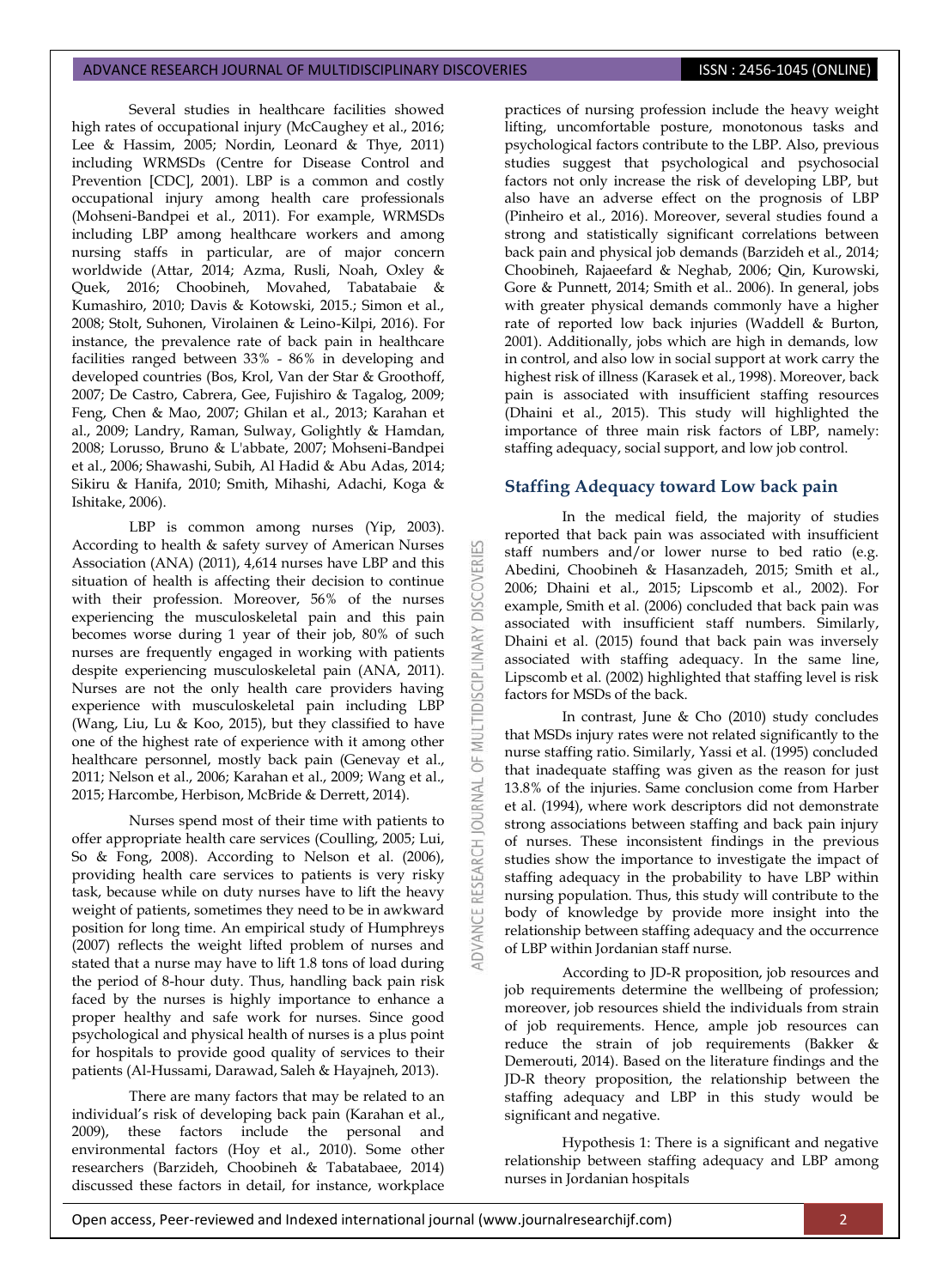Several studies in healthcare facilities showed high rates of occupational injury (McCaughey et al., 2016; Lee & Hassim, 2005; Nordin, Leonard & Thye, 2011) including WRMSDs (Centre for Disease Control and Prevention [CDC], 2001). LBP is a common and costly occupational injury among health care professionals (Mohseni-Bandpei et al., 2011). For example, WRMSDs including LBP among healthcare workers and among nursing staffs in particular, are of major concern worldwide (Attar, 2014; Azma, Rusli, Noah, Oxley & Quek, 2016; Choobineh, Movahed, Tabatabaie & Kumashiro, 2010; Davis & Kotowski, 2015.; Simon et al., 2008; Stolt, Suhonen, Virolainen & Leino-Kilpi, 2016). For instance, the prevalence rate of back pain in healthcare facilities ranged between 33% - 86% in developing and developed countries (Bos, Krol, Van der Star & Groothoff, 2007; De Castro, Cabrera, Gee, Fujishiro & Tagalog, 2009; Feng, Chen & Mao, 2007; Ghilan et al., 2013; Karahan et al., 2009; Landry, Raman, Sulway, Golightly & Hamdan, 2008; Lorusso, Bruno & L'abbate, 2007; Mohseni-Bandpei et al., 2006; Shawashi, Subih, Al Hadid & Abu Adas, 2014; Sikiru & Hanifa, 2010; Smith, Mihashi, Adachi, Koga & Ishitake, 2006).

LBP is common among nurses (Yip, 2003). According to health & safety survey of American Nurses Association (ANA) (2011), 4,614 nurses have LBP and this situation of health is affecting their decision to continue with their profession. Moreover, 56% of the nurses experiencing the musculoskeletal pain and this pain becomes worse during 1 year of their job, 80% of such nurses are frequently engaged in working with patients despite experiencing musculoskeletal pain (ANA, 2011). Nurses are not the only health care providers having experience with musculoskeletal pain including LBP (Wang, Liu, Lu & Koo, 2015), but they classified to have one of the highest rate of experience with it among other healthcare personnel, mostly back pain (Genevay et al., 2011; Nelson et al., 2006; Karahan et al., 2009; Wang et al., 2015; Harcombe, Herbison, McBride & Derrett, 2014).

Nurses spend most of their time with patients to offer appropriate health care services (Coulling, 2005; Lui, So & Fong, 2008). According to Nelson et al. (2006), providing health care services to patients is very risky task, because while on duty nurses have to lift the heavy weight of patients, sometimes they need to be in awkward position for long time. An empirical study of Humphreys (2007) reflects the weight lifted problem of nurses and stated that a nurse may have to lift 1.8 tons of load during the period of 8-hour duty. Thus, handling back pain risk faced by the nurses is highly importance to enhance a proper healthy and safe work for nurses. Since good psychological and physical health of nurses is a plus point for hospitals to provide good quality of services to their patients (Al-Hussami, Darawad, Saleh & Hayajneh, 2013).

There are many factors that may be related to an individual's risk of developing back pain (Karahan et al., 2009), these factors include the personal and environmental factors (Hoy et al., 2010). Some other researchers (Barzideh, Choobineh & Tabatabaee, 2014) discussed these factors in detail, for instance, workplace practices of nursing profession include the heavy weight lifting, uncomfortable posture, monotonous tasks and psychological factors contribute to the LBP. Also, previous studies suggest that psychological and psychosocial factors not only increase the risk of developing LBP, but also have an adverse effect on the prognosis of LBP (Pinheiro et al., 2016). Moreover, several studies found a strong and statistically significant correlations between back pain and physical job demands (Barzideh et al., 2014; Choobineh, Rajaeefard & Neghab, 2006; Qin, Kurowski, Gore & Punnett, 2014; Smith et al.. 2006). In general, jobs with greater physical demands commonly have a higher rate of reported low back injuries (Waddell & Burton, 2001). Additionally, jobs which are high in demands, low in control, and also low in social support at work carry the highest risk of illness (Karasek et al., 1998). Moreover, back pain is associated with insufficient staffing resources (Dhaini et al., 2015). This study will highlighted the importance of three main risk factors of LBP, namely: staffing adequacy, social support, and low job control.

## Staffing Adequacy toward Low back pain

In the medical field, the majority of studies reported that back pain was associated with insufficient staff numbers and/or lower nurse to bed ratio (e.g. Abedini, Choobineh & Hasanzadeh, 2015; Smith et al., 2006; Dhaini et al., 2015; Lipscomb et al., 2002). For example, Smith et al. (2006) concluded that back pain was associated with insufficient staff numbers. Similarly, Dhaini et al. (2015) found that back pain was inversely associated with staffing adequacy. In the same line, Lipscomb et al. (2002) highlighted that staffing level is risk factors for MSDs of the back.

In contrast, June & Cho (2010) study concludes that MSDs injury rates were not related significantly to the nurse staffing ratio. Similarly, Yassi et al. (1995) concluded that inadequate staffing was given as the reason for just 13.8% of the injuries. Same conclusion come from Harber et al. (1994), where work descriptors did not demonstrate strong associations between staffing and back pain injury of nurses. These inconsistent findings in the previous studies show the importance to investigate the impact of staffing adequacy in the probability to have LBP within nursing population. Thus, this study will contribute to the body of knowledge by provide more insight into the relationship between staffing adequacy and the occurrence of LBP within Jordanian staff nurse.

According to JD-R proposition, job resources and job requirements determine the wellbeing of profession; moreover, job resources shield the individuals from strain of job requirements. Hence, ample job resources can reduce the strain of job requirements (Bakker & Demerouti, 2014). Based on the literature findings and the JD-R theory proposition, the relationship between the staffing adequacy and LBP in this study would be significant and negative.

Hypothesis 1: There is a significant and negative relationship between staffing adequacy and LBP among nurses in Jordanian hospitals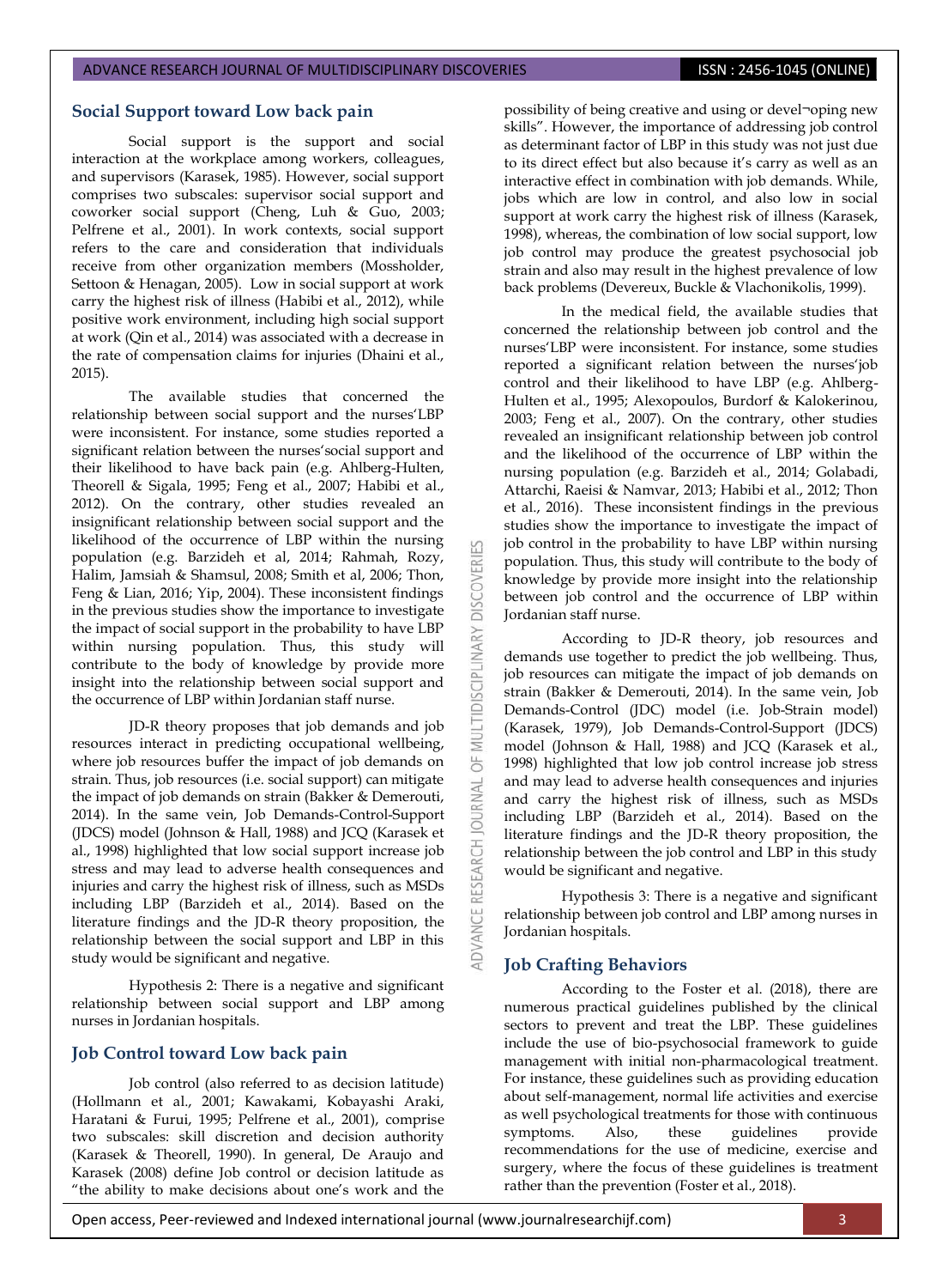## Social Support toward Low back pain

Social support is the support and social interaction at the workplace among workers, colleagues, and supervisors (Karasek, 1985). However, social support comprises two subscales: supervisor social support and coworker social support (Cheng, Luh & Guo, 2003; Pelfrene et al., 2001). In work contexts, social support refers to the care and consideration that individuals receive from other organization members (Mossholder, Settoon & Henagan, 2005). Low in social support at work carry the highest risk of illness (Habibi et al., 2012), while positive work environment, including high social support at work (Qin et al., 2014) was associated with a decrease in the rate of compensation claims for injuries (Dhaini et al., 2015).

The available studies that concerned the relationship between social support and the nurses'LBP were inconsistent. For instance, some studies reported a significant relation between the nurses'social support and their likelihood to have back pain (e.g. Ahlberg-Hulten, Theorell & Sigala, 1995; Feng et al., 2007; Habibi et al., 2012). On the contrary, other studies revealed an insignificant relationship between social support and the likelihood of the occurrence of LBP within the nursing population (e.g. Barzideh et al, 2014; Rahmah, Rozy, Halim, Jamsiah & Shamsul, 2008; Smith et al, 2006; Thon, Feng & Lian, 2016; Yip, 2004). These inconsistent findings in the previous studies show the importance to investigate the impact of social support in the probability to have LBP within nursing population. Thus, this study will contribute to the body of knowledge by provide more insight into the relationship between social support and the occurrence of LBP within Jordanian staff nurse.

JD-R theory proposes that job demands and job resources interact in predicting occupational wellbeing, where job resources buffer the impact of job demands on strain. Thus, job resources (i.e. social support) can mitigate the impact of job demands on strain (Bakker & Demerouti, 2014). In the same vein, Job Demands-Control-Support (JDCS) model (Johnson & Hall, 1988) and JCQ (Karasek et al., 1998) highlighted that low social support increase job stress and may lead to adverse health consequences and injuries and carry the highest risk of illness, such as MSDs including LBP (Barzideh et al., 2014). Based on the literature findings and the JD-R theory proposition, the relationship between the social support and LBP in this study would be significant and negative.

Hypothesis 2: There is a negative and significant relationship between social support and LBP among nurses in Jordanian hospitals.

## Job Control toward Low back pain

Job control (also referred to as decision latitude) (Hollmann et al., 2001; Kawakami, Kobayashi Araki, Haratani & Furui, 1995; Pelfrene et al., 2001), comprise two subscales: skill discretion and decision authority (Karasek & Theorell, 1990). In general, De Araujo and Karasek (2008) define Job control or decision latitude as "the ability to make decisions about one's work and the possibility of being creative and using or devel¬oping new skills". However, the importance of addressing job control as determinant factor of LBP in this study was not just due to its direct effect but also because it's carry as well as an interactive effect in combination with job demands. While, jobs which are low in control, and also low in social support at work carry the highest risk of illness (Karasek, 1998), whereas, the combination of low social support, low job control may produce the greatest psychosocial job strain and also may result in the highest prevalence of low back problems (Devereux, Buckle & Vlachonikolis, 1999).

In the medical field, the available studies that concerned the relationship between job control and the nurses'LBP were inconsistent. For instance, some studies reported a significant relation between the nurses'job control and their likelihood to have LBP (e.g. Ahlberg-Hulten et al., 1995; Alexopoulos, Burdorf & Kalokerinou, 2003; Feng et al., 2007). On the contrary, other studies revealed an insignificant relationship between job control and the likelihood of the occurrence of LBP within the nursing population (e.g. Barzideh et al., 2014; Golabadi, Attarchi, Raeisi & Namvar, 2013; Habibi et al., 2012; Thon et al., 2016). These inconsistent findings in the previous studies show the importance to investigate the impact of job control in the probability to have LBP within nursing population. Thus, this study will contribute to the body of knowledge by provide more insight into the relationship between job control and the occurrence of LBP within Jordanian staff nurse.

According to JD-R theory, job resources and demands use together to predict the job wellbeing. Thus, job resources can mitigate the impact of job demands on strain (Bakker & Demerouti, 2014). In the same vein, Job Demands-Control (JDC) model (i.e. Job-Strain model) (Karasek, 1979), Job Demands-Control-Support (JDCS) model (Johnson & Hall, 1988) and JCQ (Karasek et al., 1998) highlighted that low job control increase job stress and may lead to adverse health consequences and injuries and carry the highest risk of illness, such as MSDs including LBP (Barzideh et al., 2014). Based on the literature findings and the JD-R theory proposition, the relationship between the job control and LBP in this study would be significant and negative.

Hypothesis 3: There is a negative and significant relationship between job control and LBP among nurses in Jordanian hospitals.

## Job Crafting Behaviors

According to the Foster et al. (2018), there are numerous practical guidelines published by the clinical sectors to prevent and treat the LBP. These guidelines include the use of bio-psychosocial framework to guide management with initial non-pharmacological treatment. For instance, these guidelines such as providing education about self-management, normal life activities and exercise as well psychological treatments for those with continuous symptoms. Also, these guidelines provide recommendations for the use of medicine, exercise and surgery, where the focus of these guidelines is treatment rather than the prevention (Foster et al., 2018).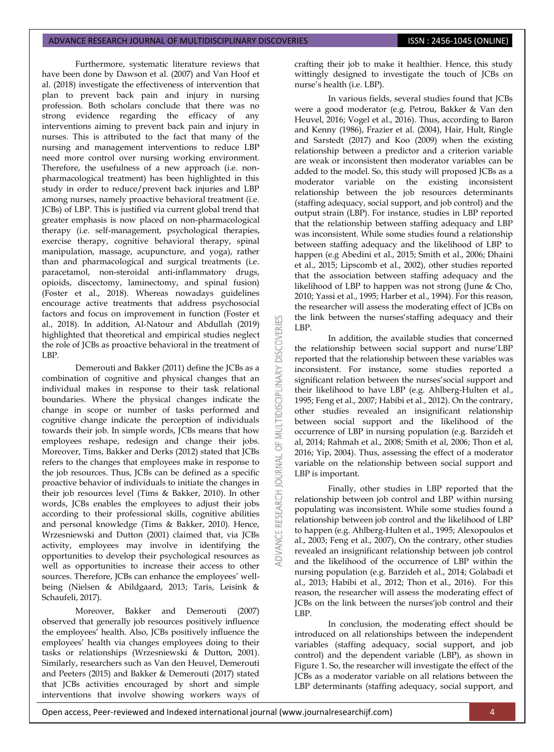Furthermore, systematic literature reviews that have been done by Dawson et al. (2007) and Van Hoof et al. (2018) investigate the effectiveness of intervention that plan to prevent back pain and injury in nursing profession. Both scholars conclude that there was no strong evidence regarding the efficacy of any interventions aiming to prevent back pain and injury in nurses. This is attributed to the fact that many of the nursing and management interventions to reduce LBP need more control over nursing working environment. Therefore, the usefulness of a new approach (i.e. non-pharmacological treatment) has been highlighted in this study in order to reduce/prevent back injuries and LBP among nurses, namely proactive behavioral treatment (i.e. JCBs) of LBP. This is justified via current global trend that greater emphasis is now placed on non-pharmacological therapy (i.e. self-management, psychological therapies, exercise therapy, cognitive behavioral therapy, spinal manipulation, massage, acupuncture, and yoga), rather than and pharmacological and surgical treatments (i.e. paracetamol, non-steroidal anti-inflammatory drugs, opioids, discectomy, laminectomy, and spinal fusion) (Foster et al., 2018). Whereas nowadays guidelines encourage active treatments that address psychosocial factors and focus on improvement in function (Foster et al., 2018). In addition, Al-Natour and Abdullah (2019) highlighted that theoretical and empirical studies neglect the role of JCBs as proactive behavioral in the treatment of LBP.

Demerouti and Bakker (2011) define the JCBs as a combination of cognitive and physical changes that an individual makes in response to their task relational boundaries. Where the physical changes indicate the change in scope or number of tasks performed and cognitive change indicate the perception of individuals towards their job. In simple words, JCBs means that how employees reshape, redesign and change their jobs. Moreover, Tims, Bakker and Derks (2012) stated that JCBs refers to the changes that employees make in response to the job resources. Thus, JCBs can be defined as a specific proactive behavior of individuals to initiate the changes in their job resources level (Tims & Bakker, 2010). In other words, JCBs enables the employees to adjust their jobs according to their professional skills, cognitive abilities and personal knowledge (Tims & Bakker, 2010). Hence, Wrzesniewski and Dutton (2001) claimed that, via JCBs activity, employees may involve in identifying the opportunities to develop their psychological resources as well as opportunities to increase their access to other sources. Therefore, JCBs can enhance the employees' well-being (Nielsen & Abildgaard, 2013; Taris, Leisink & Schaufeli, 2017).

Moreover, Bakker and Demerouti (2007) observed that generally job resources positively influence the employees' health. Also, JCBs positively influence the employees' health via changes employees doing to their tasks or relationships (Wrzesniewski & Dutton, 2001). Similarly, researchers such as Van den Heuvel, Demerouti and Peeters (2015) and Bakker & Demerouti (2017) stated that JCBs activities encouraged by short and simple interventions that involve showing workers ways of crafting their job to make it healthier. Hence, this study wittingly designed to investigate the touch of JCBs on nurse's health (i.e. LBP).

In various fields, several studies found that JCBs were a good moderator (e.g. Petrou, Bakker & Van den Heuvel, 2016; Vogel et al., 2016). Thus, according to Baron and Kenny (1986), Frazier et al. (2004), Hair, Hult, Ringle and Sarstedt (2017) and Koo (2009) when the existing relationship between a predictor and a criterion variable are weak or inconsistent then moderator variables can be added to the model. So, this study will proposed JCBs as a moderator variable on the existing inconsistent relationship between the job resources determinants (staffing adequacy, social support, and job control) and the output strain (LBP). For instance, studies in LBP reported that the relationship between staffing adequacy and LBP was inconsistent. While some studies found a relationship between staffing adequacy and the likelihood of LBP to happen (e.g Abedini et al., 2015; Smith et al., 2006; Dhaini et al., 2015; Lipscomb et al., 2002), other studies reported that the association between staffing adequacy and the likelihood of LBP to happen was not strong (June & Cho, 2010; Yassi et al., 1995; Harber et al., 1994). For this reason, the researcher will assess the moderating effect of JCBs on the link between the nurses'staffing adequacy and their LBP.

In addition, the available studies that concerned the relationship between social support and nurse'LBP reported that the relationship between these variables was inconsistent. For instance, some studies reported a significant relation between the nurses'social support and their likelihood to have LBP (e.g. Ahlberg-Hulten et al., 1995; Feng et al., 2007; Habibi et al., 2012). On the contrary, other studies revealed an insignificant relationship between social support and the likelihood of the occurrence of LBP in nursing population (e.g. Barzideh et al, 2014; Rahmah et al., 2008; Smith et al, 2006; Thon et al, 2016; Yip, 2004). Thus, assessing the effect of a moderator variable on the relationship between social support and LBP is important.

Finally, other studies in LBP reported that the relationship between job control and LBP within nursing populating was inconsistent. While some studies found a relationship between job control and the likelihood of LBP to happen (e.g. Ahlberg-Hulten et al., 1995; Alexopoulos et al., 2003; Feng et al., 2007), On the contrary, other studies revealed an insignificant relationship between job control and the likelihood of the occurrence of LBP within the nursing population (e.g. Barzideh et al., 2014; Golabadi et al., 2013; Habibi et al., 2012; Thon et al., 2016). For this reason, the researcher will assess the moderating effect of JCBs on the link between the nurses'job control and their LBP.

In conclusion, the moderating effect should be introduced on all relationships between the independent variables (staffing adequacy, social support, and job control) and the dependent variable (LBP), as shown in Figure 1. So, the researcher will investigate the effect of the JCBs as a moderator variable on all relations between the LBP determinants (staffing adequacy, social support, and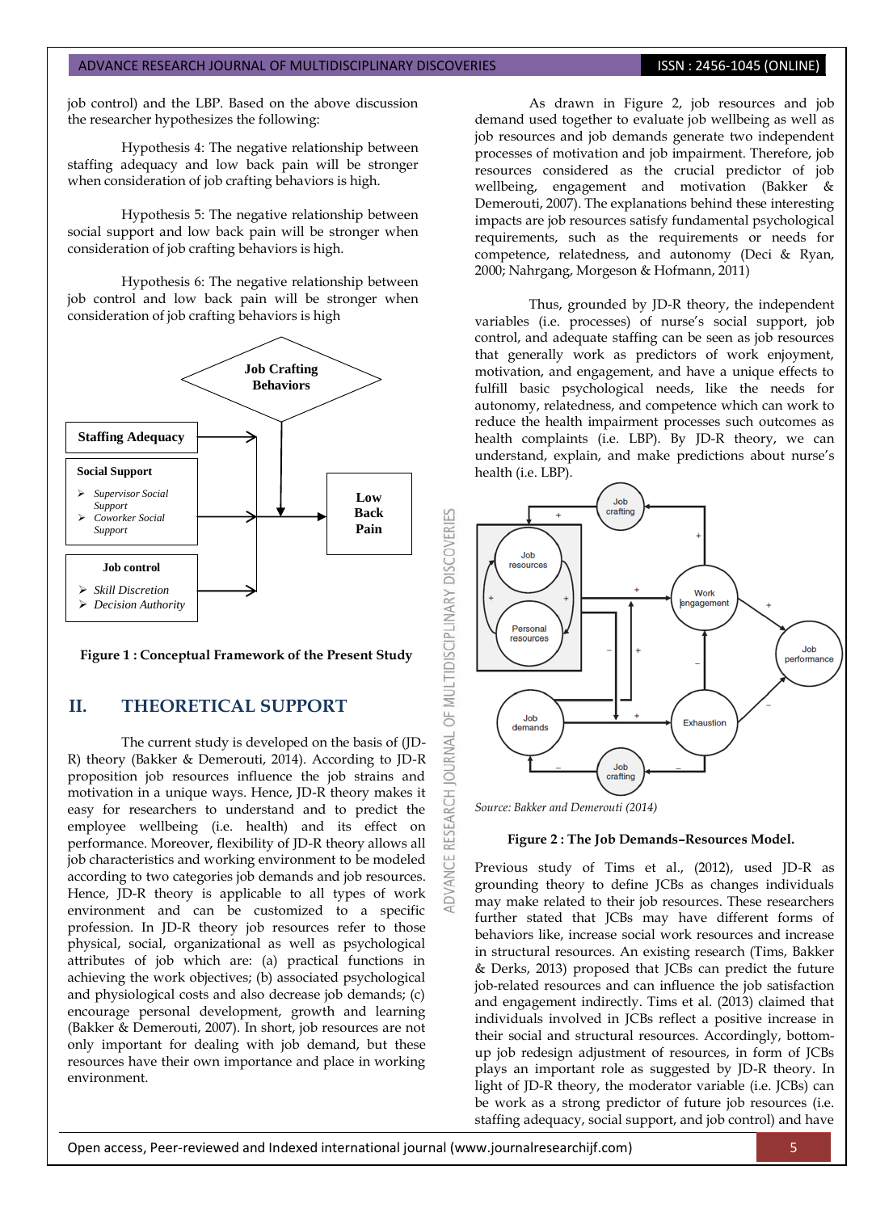job control) and the LBP. Based on the above discussion the researcher hypothesizes the following:

Hypothesis 4: The negative relationship between staffing adequacy and low back pain will be stronger when consideration of job crafting behaviors is high.

Hypothesis 5: The negative relationship between social support and low back pain will be stronger when consideration of job crafting behaviors is high.

Hypothesis 6: The negative relationship between job control and low back pain will be stronger when consideration of job crafting behaviors is high

**Figure 1 : Conceptual Framework of the Present Study**

## II. THEORETICAL SUPPORT

The current study is developed on the basis of (JD-R) theory (Bakker & Demerouti, 2014). According to JD-R proposition job resources influence the job strains and motivation in a unique ways. Hence, JD-R theory makes it easy for researchers to understand and to predict the employee wellbeing (i.e. health) and its effect on performance. Moreover, flexibility of JD-R theory allows all job characteristics and working environment to be modeled according to two categories job demands and job resources. Hence, JD-R theory is applicable to all types of work environment and can be customized to a specific profession. In JD-R theory job resources refer to those physical, social, organizational as well as psychological attributes of job which are: (a) practical functions in achieving the work objectives; (b) associated psychological and physiological costs and also decrease job demands; (c) encourage personal development, growth and learning (Bakker & Demerouti, 2007). In short, job resources are not only important for dealing with job demand, but these resources have their own importance and place in working environment.

As drawn in Figure 2, job resources and job demand used together to evaluate job wellbeing as well as job resources and job demands generate two independent processes of motivation and job impairment. Therefore, job resources considered as the crucial predictor of job wellbeing, engagement and motivation (Bakker & Demerouti, 2007). The explanations behind these interesting impacts are job resources satisfy fundamental psychological requirements, such as the requirements or needs for competence, relatedness, and autonomy (Deci & Ryan, 2000; Nahrgang, Morgeson & Hofmann, 2011)

Thus, grounded by JD-R theory, the independent variables (i.e. processes) of nurse's social support, job control, and adequate staffing can be seen as job resources that generally work as predictors of work enjoyment, motivation, and engagement, and have a unique effects to fulfill basic psychological needs, like the needs for autonomy, relatedness, and competence which can work to reduce the health impairment processes such outcomes as health complaints (i.e. LBP). By JD-R theory, we can understand, explain, and make predictions about nurse's health (i.e. LBP).

*Source: Bakker and Demerouti (2014)*

**Figure 2 : The Job Demands–Resources Model.**

Previous study of Tims et al., (2012), used JD-R as grounding theory to define JCBs as changes individuals may make related to their job resources. These researchers further stated that JCBs may have different forms of behaviors like, increase social work resources and increase in structural resources. An existing research (Tims, Bakker & Derks, 2013) proposed that JCBs can predict the future job-related resources and can influence the job satisfaction and engagement indirectly. Tims et al. (2013) claimed that individuals involved in JCBs reflect a positive increase in their social and structural resources. Accordingly, bottom-up job redesign adjustment of resources, in form of JCBs plays an important role as suggested by JD-R theory. In light of JD-R theory, the moderator variable (i.e. JCBs) can be work as a strong predictor of future job resources (i.e. staffing adequacy, social support, and job control) and have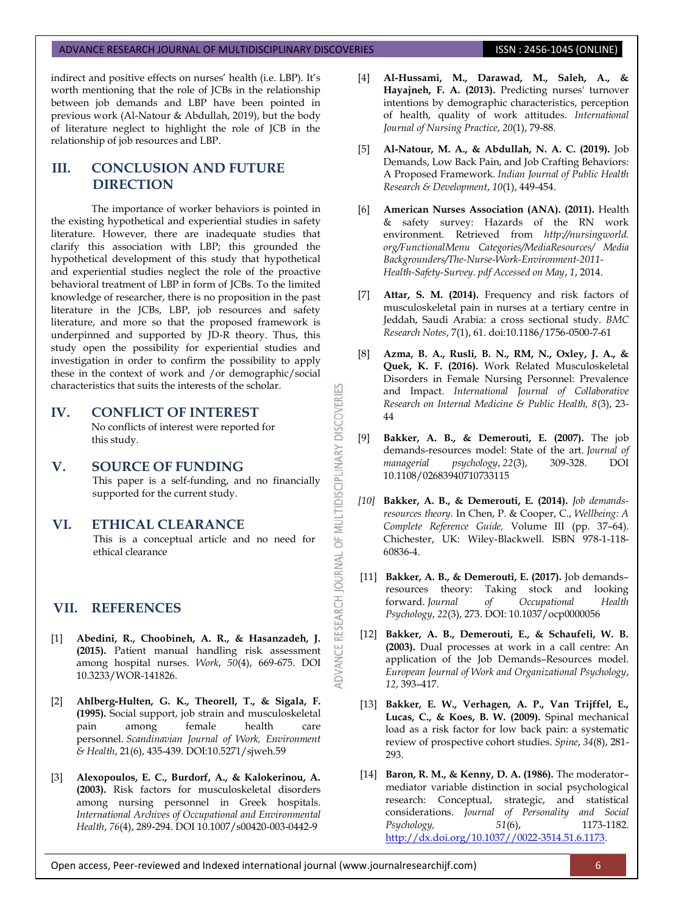indirect and positive effects on nurses' health (i.e. LBP). It's worth mentioning that the role of JCBs in the relationship between job demands and LBP have been pointed in previous work (Al-Natour & Abdullah, 2019), but the body of literature neglect to highlight the role of JCB in the relationship of job resources and LBP.

## III. CONCLUSION AND FUTURE DIRECTION

The importance of worker behaviors is pointed in the existing hypothetical and experiential studies in safety literature. However, there are inadequate studies that clarify this association with LBP; this grounded the hypothetical development of this study that hypothetical and experiential studies neglect the role of the proactive behavioral treatment of LBP in form of JCBs. To the limited knowledge of researcher, there is no proposition in the past literature in the JCBs, LBP, job resources and safety literature, and more so that the proposed framework is underpinned and supported by JD-R theory. Thus, this study open the possibility for experiential studies and investigation in order to confirm the possibility to apply these in the context of work and /or demographic/social characteristics that suits the interests of the scholar.

## IV. CONFLICT OF INTEREST

No conflicts of interest were reported for this study.

## V. SOURCE OF FUNDING

This paper is a self-funding, and no financially supported for the current study.

## VI. ETHICAL CLEARANCE

This is a conceptual article and no need for ethical clearance

## VII. REFERENCES

[1] **Abedini, R., Choobineh, A. R., & Hasanzadeh, J. (2015).** Patient manual handling risk assessment among hospital nurses. *Work*, *50*(4), 669-675. DOI 10.3233/WOR-141826.

[2] **Ahlberg-Hulten, G. K., Theorell, T., & Sigala, F. (1995).** Social support, job strain and musculoskeletal pain among female health care personnel. *Scandinavian Journal of Work, Environment & Health*, 21(6), 435-439. DOI:10.5271/sjweh.59

[3] **Alexopoulos, E. C., Burdorf, A., & Kalokerinou, A. (2003).** Risk factors for musculoskeletal disorders among nursing personnel in Greek hospitals. *International Archives of Occupational and Environmental Health*, *76*(4), 289-294. DOI 10.1007/s00420-003-0442-9

[4] **Al-Hussami, M., Darawad, M., Saleh, A., & Hayajneh, F. A. (2013).** Predicting nurses' turnover intentions by demographic characteristics, perception of health, quality of work attitudes. *International Journal of Nursing Practice*, *20*(1), 79-88.

[5] **Al-Natour, M. A., & Abdullah, N. A. C. (2019).** Job Demands, Low Back Pain, and Job Crafting Behaviors: A Proposed Framework. *Indian Journal of Public Health Research & Development*, *10*(1), 449-454.

[6] **American Nurses Association (ANA). (2011).** Health & safety survey: Hazards of the RN work environment. Retrieved from *http://nursingworld.org/FunctionalMenu Categories/MediaResources/ Media Backgrounders/The-Nurse-Work-Environment-2011-Health-Safety-Survey. pdf Accessed on May*, *1*, 2014.

[7] **Attar, S. M. (2014).** Frequency and risk factors of musculoskeletal pain in nurses at a tertiary centre in Jeddah, Saudi Arabia: a cross sectional study. *BMC Research Notes*, 7(1), 61. doi:10.1186/1756-0500-7-61

[8] **Azma, B. A., Rusli, B. N., RM, N., Oxley, J. A., & Quek, K. F. (2016).** Work Related Musculoskeletal Disorders in Female Nursing Personnel: Prevalence and Impact. *International Journal of Collaborative Research on Internal Medicine & Public Health, 8*(3), 23-44

[9] **Bakker, A. B., & Demerouti, E. (2007).** The job demands-resources model: State of the art. *Journal of managerial psychology*, *22*(3), 309-328. DOI 10.1108/02683940710733115

*[10]* **Bakker, A. B., & Demerouti, E. (2014).** *Job demands-resources theory.* In Chen, P. & Cooper, C., *Wellbeing: A Complete Reference Guide,* Volume III (pp. 37–64). Chichester, UK: Wiley-Blackwell. ISBN 978-1-118-60836-4.

[11] **Bakker, A. B., & Demerouti, E. (2017).** Job demands–resources theory: Taking stock and looking forward. *Journal of Occupational Health Psychology*, *22*(3), 273. DOI: 10.1037/ocp0000056

[12] **Bakker, A. B., Demerouti, E., & Schaufeli, W. B. (2003).** Dual processes at work in a call centre: An application of the Job Demands–Resources model. *European Journal of Work and Organizational Psychology*, *12*, 393–417.

[13] **Bakker, E. W., Verhagen, A. P., Van Trijffel, E., Lucas, C., & Koes, B. W. (2009).** Spinal mechanical load as a risk factor for low back pain: a systematic review of prospective cohort studies. *Spine*, *34*(8), 281-293.

[14] **Baron, R. M., & Kenny, D. A. (1986).** The moderator–mediator variable distinction in social psychological research: Conceptual, strategic, and statistical considerations. *Journal of Personality and Social Psychology,* *51*(6), 1173-1182. http://dx.doi.org/10.1037//0022-3514.51.6.1173.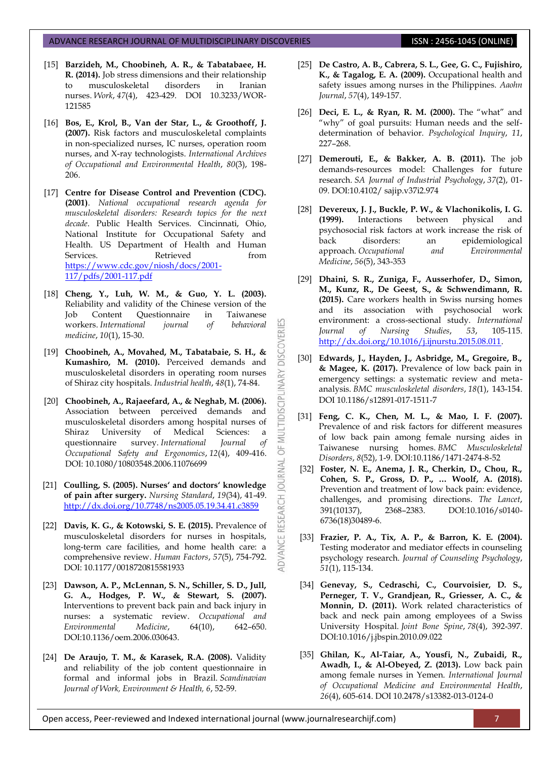[15] **Barzideh, M., Choobineh, A. R., & Tabatabaee, H. R. (2014).** Job stress dimensions and their relationship to musculoskeletal disorders in Iranian nurses. *Work*, *47*(4), 423-429. DOI 10.3233/WOR-121585

[16] **Bos, E., Krol, B., Van der Star, L., & Groothoff, J. (2007).** Risk factors and musculoskeletal complaints in non-specialized nurses, IC nurses, operation room nurses, and X-ray technologists. *International Archives of Occupational and Environmental Health*, *80*(3), 198-206.

[17] **Centre for Disease Control and Prevention (CDC). (2001)**. *National occupational research agenda for musculoskeletal disorders: Research topics for the next decade*. Public Health Services. Cincinnati, Ohio, National Institute for Occupational Safety and Health. US Department of Health and Human Services. Retrieved from https://www.cdc.gov/niosh/docs/2001-117/pdfs/2001-117.pdf

[18] **Cheng, Y., Luh, W. M., & Guo, Y. L. (2003).** Reliability and validity of the Chinese version of the Job Content Questionnaire in Taiwanese workers. *International journal of behavioral medicine*, *10*(1), 15-30.

[19] **Choobineh, A., Movahed, M., Tabatabaie, S. H., & Kumashiro, M. (2010).** Perceived demands and musculoskeletal disorders in operating room nurses of Shiraz city hospitals. *Industrial health*, *48*(1), 74-84.

[20] **Choobineh, A., Rajaeefard, A., & Neghab, M. (2006).** Association between perceived demands and musculoskeletal disorders among hospital nurses of Shiraz University of Medical Sciences: a questionnaire survey. *International Journal of Occupational Safety and Ergonomics*, *12*(4), 409-416. DOI: 10.1080/10803548.2006.11076699

[21] **Coulling, S. (2005). Nurses' and doctors' knowledge of pain after surgery.** *Nursing Standard*, *19*(34), 41-49. http://dx.doi.org/10.7748/ns2005.05.19.34.41.c3859

[22] **Davis, K. G., & Kotowski, S. E. (2015).** Prevalence of musculoskeletal disorders for nurses in hospitals, long-term care facilities, and home health care: a comprehensive review. *Human Factors*, *57*(5), 754-792. DOI: 10.1177/0018720815581933

[23] **Dawson, A. P., McLennan, S. N., Schiller, S. D., Jull, G. A., Hodges, P. W., & Stewart, S. (2007).** Interventions to prevent back pain and back injury in nurses: a systematic review. *Occupational and Environmental Medicine*, 64(10), 642–650. DOI:10.1136/oem.2006.030643.

[24] **De Araujo, T. M., & Karasek, R.A. (2008).** Validity and reliability of the job content questionnaire in formal and informal jobs in Brazil. *Scandinavian Journal of Work, Environment & Health, 6*, 52-59.

[25] **De Castro, A. B., Cabrera, S. L., Gee, G. C., Fujishiro, K., & Tagalog, E. A. (2009).** Occupational health and safety issues among nurses in the Philippines. *Aaohn Journal*, *57*(4), 149-157.

[26] **Deci, E. L., & Ryan, R. M. (2000).** The "what" and "why" of goal pursuits: Human needs and the self-determination of behavior. *Psychological Inquiry*, *11*, 227–268.

[27] **Demerouti, E., & Bakker, A. B. (2011).** The job demands-resources model: Challenges for future research. *SA Journal of Industrial Psychology*, *37*(2), 01-09. DOI:10.4102/ sajip.v37i2.974

[28] **Devereux, J. J., Buckle, P. W., & Vlachonikolis, I. G. (1999).** Interactions between physical and psychosocial risk factors at work increase the risk of back disorders: an epidemiological approach. *Occupational and Environmental Medicine*, *56*(5), 343-353

[29] **Dhaini, S. R., Zuniga, F., Ausserhofer, D., Simon, M., Kunz, R., De Geest, S., & Schwendimann, R. (2015).** Care workers health in Swiss nursing homes and its association with psychosocial work environment: a cross-sectional study. *International Journal of Nursing Studies*, *53*, 105-115. http://dx.doi.org/10.1016/j.ijnurstu.2015.08.011.

[30] **Edwards, J., Hayden, J., Asbridge, M., Gregoire, B., & Magee, K. (2017).** Prevalence of low back pain in emergency settings: a systematic review and meta-analysis. *BMC musculoskeletal disorders*, *18*(1), 143-154. DOI 10.1186/s12891-017-1511-7

[31] **Feng, C. K., Chen, M. L., & Mao, I. F. (2007).** Prevalence of and risk factors for different measures of low back pain among female nursing aides in Taiwanese nursing homes. *BMC Musculoskeletal Disorders*, *8*(52), 1-9. DOI:10.1186/1471-2474-8-52

[32] **Foster, N. E., Anema, J. R., Cherkin, D., Chou, R., Cohen, S. P., Gross, D. P., … Woolf, A. (2018).** Prevention and treatment of low back pain: evidence, challenges, and promising directions. *The Lancet*, 391(10137), 2368–2383. DOI:10.1016/s0140-6736(18)30489-6.

[33] **Frazier, P. A., Tix, A. P., & Barron, K. E. (2004).** Testing moderator and mediator effects in counseling psychology research. *Journal of Counseling Psychology*, *51*(1), 115-134.

[34] **Genevay, S., Cedraschi, C., Courvoisier, D. S., Perneger, T. V., Grandjean, R., Griesser, A. C., & Monnin, D. (2011).** Work related characteristics of back and neck pain among employees of a Swiss University Hospital. *Joint Bone Spine*, *78*(4), 392-397. DOI:10.1016/j.jbspin.2010.09.022

[35] **Ghilan, K., Al-Taiar, A., Yousfi, N., Zubaidi, R., Awadh, I., & Al-Obeyed, Z. (2013).** Low back pain among female nurses in Yemen. *International Journal of Occupational Medicine and Environmental Health*, *26*(4), 605-614. DOI 10.2478/s13382-013-0124-0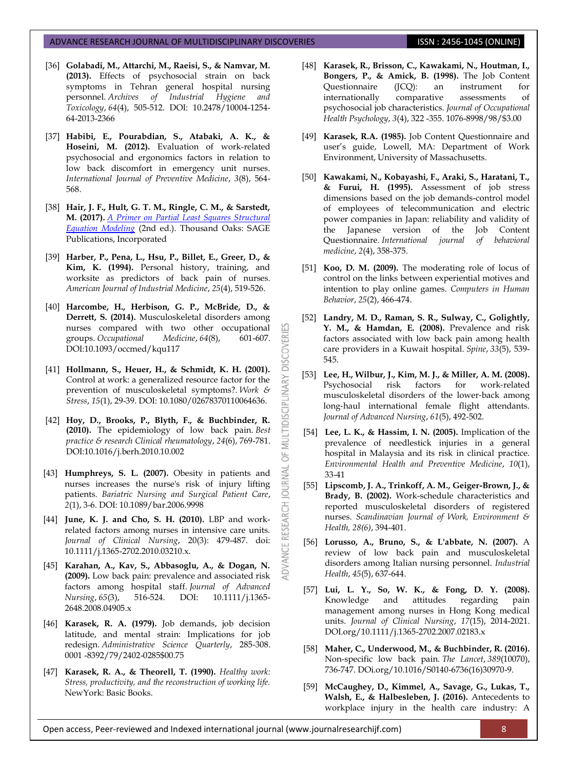[36] **Golabadi, M., Attarchi, M., Raeisi, S., & Namvar, M. (2013).** Effects of psychosocial strain on back symptoms in Tehran general hospital nursing personnel. *Archives of Industrial Hygiene and Toxicology*, *64*(4), 505-512. DOI: 10.2478/10004-1254-64-2013-2366

[37] **Habibi, E., Pourabdian, S., Atabaki, A. K., & Hoseini, M. (2012).** Evaluation of work-related psychosocial and ergonomics factors in relation to low back discomfort in emergency unit nurses. *International Journal of Preventive Medicine*, *3*(8), 564-568.

[38] **Hair, J. F., Hult, G. T. M., Ringle, C. M., & Sarstedt, M. (2017).** *A Primer on Partial Least Squares Structural Equation Modeling* (2nd ed.). Thousand Oaks: SAGE Publications, Incorporated

[39] **Harber, P., Pena, L., Hsu, P., Billet, E., Greer, D., & Kim, K. (1994).** Personal history, training, and worksite as predictors of back pain of nurses. *American Journal of Industrial Medicine*, *25*(4), 519-526.

[40] **Harcombe, H., Herbison, G. P., McBride, D., & Derrett, S. (2014).** Musculoskeletal disorders among nurses compared with two other occupational groups. *Occupational Medicine*, *64*(8), 601-607. DOI:10.1093/occmed/kqu117

[41] **Hollmann, S., Heuer, H., & Schmidt, K. H. (2001).** Control at work: a generalized resource factor for the prevention of musculoskeletal symptoms?. *Work & Stress*, *15*(1), 29-39. DOI: 10.1080/02678370110064636.

[42] **Hoy, D., Brooks, P., Blyth, F., & Buchbinder, R. (2010).** The epidemiology of low back pain. *Best practice & research Clinical rheumatology*, *24*(6), 769-781. DOI:10.1016/j.berh.2010.10.002

[43] **Humphreys, S. L. (2007).** Obesity in patients and nurses increases the nurse's risk of injury lifting patients. *Bariatric Nursing and Surgical Patient Care*, *2*(1), 3-6. DOI: 10.1089/bar.2006.9998

[44] **June, K. J. and Cho, S. H. (2010).** LBP and work-related factors among nurses in intensive care units. *Journal of Clinical Nursing*, 20(3): 479-487. doi: 10.1111/j.1365-2702.2010.03210.x.

[45] **Karahan, A., Kav, S., Abbasoglu, A., & Dogan, N. (2009).** Low back pain: prevalence and associated risk factors among hospital staff. *Journal of Advanced Nursing*, *65*(3), 516-524. DOI: 10.1111/j.1365-2648.2008.04905.x

[46] **Karasek, R. A. (1979).** Job demands, job decision latitude, and mental strain: Implications for job redesign. *Administrative Science Quarterly*, 285-308. 0001 -8392/79/2402-0285$00.75

[47] **Karasek, R. A., & Theorell, T. (1990).** *Healthy work: Stress, productivity, and the reconstruction of working life.* NewYork: Basic Books.

[48] **Karasek, R., Brisson, C., Kawakami, N., Houtman, I., Bongers, P., & Amick, B. (1998).** The Job Content Questionnaire (JCQ): an instrument for internationally comparative assessments of psychosocial job characteristics. *Journal of Occupational Health Psychology*, *3*(4), 322 -355. 1076-8998/98/$3.00

[49] **Karasek, R.A. (1985).** Job Content Questionnaire and user's guide, Lowell, MA: Department of Work Environment, University of Massachusetts.

[50] **Kawakami, N., Kobayashi, F., Araki, S., Haratani, T., & Furui, H. (1995).** Assessment of job stress dimensions based on the job demands-control model of employees of telecommunication and electric power companies in Japan: reliability and validity of the Japanese version of the Job Content Questionnaire. *International journal of behavioral medicine*, *2*(4), 358-375.

[51] **Koo, D. M. (2009).** The moderating role of locus of control on the links between experiential motives and intention to play online games. *Computers in Human Behavior*, *25*(2), 466-474.

[52] **Landry, M. D., Raman, S. R., Sulway, C., Golightly, Y. M., & Hamdan, E. (2008).** Prevalence and risk factors associated with low back pain among health care providers in a Kuwait hospital. *Spine*, *33*(5), 539-545.

[53] **Lee, H., Wilbur, J., Kim, M. J., & Miller, A. M. (2008).** Psychosocial risk factors for work-related musculoskeletal disorders of the lower-back among long-haul international female flight attendants. *Journal of Advanced Nursing*, *61*(5), 492-502.

[54] **Lee, L. K., & Hassim, I. N. (2005).** Implication of the prevalence of needlestick injuries in a general hospital in Malaysia and its risk in clinical practice. *Environmental Health and Preventive Medicine*, *10*(1), 33-41

[55] **Lipscomb, J. A., Trinkoff, A. M., Geiger-Brown, J., & Brady, B. (2002).** Work-schedule characteristics and reported musculoskeletal disorders of registered nurses. *Scandinavian Journal of Work, Environment & Health, 28(6)*, 394-401.

[56] **Lorusso, A., Bruno, S., & L'abbate, N. (2007).** A review of low back pain and musculoskeletal disorders among Italian nursing personnel. *Industrial Health*, *45*(5), 637-644.

[57] **Lui, L. Y., So, W. K., & Fong, D. Y. (2008).** Knowledge and attitudes regarding pain management among nurses in Hong Kong medical units. *Journal of Clinical Nursing*, *17*(15), 2014-2021. DOI.org/10.1111/j.1365-2702.2007.02183.x

[58] **Maher, C., Underwood, M., & Buchbinder, R. (2016).** Non-specific low back pain. *The Lancet*, *389*(10070), 736-747. DOi.org/10.1016/S0140-6736(16)30970-9.

[59] **McCaughey, D., Kimmel, A., Savage, G., Lukas, T., Walsh, E., & Halbesleben, J. (2016).** Antecedents to workplace injury in the health care industry: A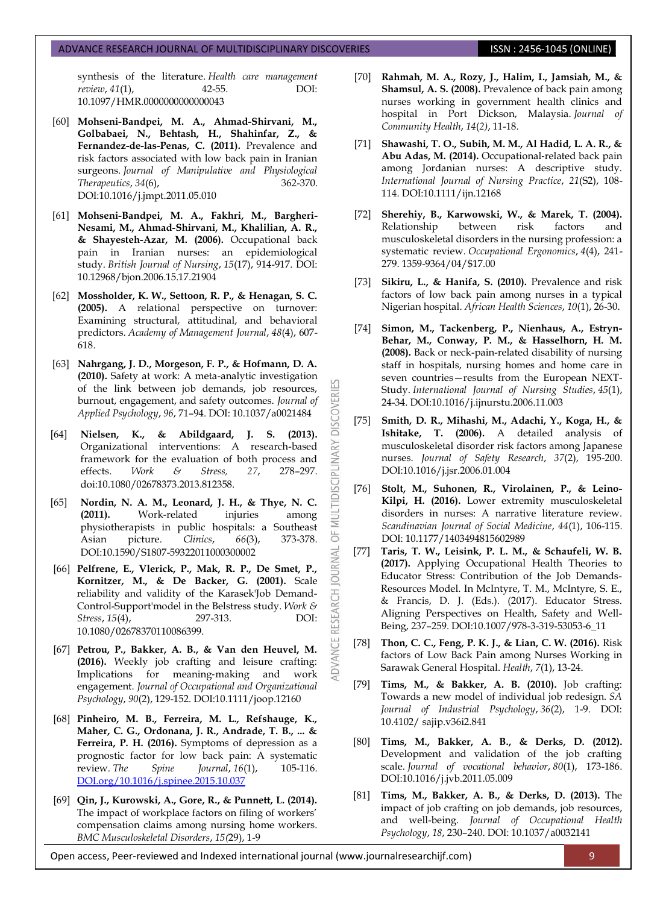synthesis of the literature. *Health care management review*, *41*(1), 42-55. DOI: 10.1097/HMR.0000000000000043

[60] **Mohseni-Bandpei, M. A., Ahmad-Shirvani, M., Golbabaei, N., Behtash, H., Shahinfar, Z., & Fernandez-de-las-Penas, C. (2011).** Prevalence and risk factors associated with low back pain in Iranian surgeons. *Journal of Manipulative and Physiological Therapeutics*, *34*(6), 362-370. DOI:10.1016/j.jmpt.2011.05.010

[61] **Mohseni-Bandpei, M. A., Fakhri, M., Bargheri-Nesami, M., Ahmad-Shirvani, M., Khalilian, A. R., & Shayesteh-Azar, M. (2006).** Occupational back pain in Iranian nurses: an epidemiological study. *British Journal of Nursing*, *15*(17), 914-917. DOI: 10.12968/bjon.2006.15.17.21904

[62] **Mossholder, K. W., Settoon, R. P., & Henagan, S. C. (2005).** A relational perspective on turnover: Examining structural, attitudinal, and behavioral predictors. *Academy of Management Journal*, *48*(4), 607-618.

[63] **Nahrgang, J. D., Morgeson, F. P., & Hofmann, D. A. (2010).** Safety at work: A meta-analytic investigation of the link between job demands, job resources, burnout, engagement, and safety outcomes. *Journal of Applied Psychology*, *96*, 71–94. DOI: 10.1037/a0021484

[64] **Nielsen, K., & Abildgaard, J. S. (2013).** Organizational interventions: A research-based framework for the evaluation of both process and effects. *Work & Stress, 27*, 278–297. doi:10.1080/02678373.2013.812358.

[65] **Nordin, N. A. M., Leonard, J. H., & Thye, N. C. (2011).** Work-related injuries among physiotherapists in public hospitals: a Southeast Asian picture. *Clinics*, *66*(3), 373-378. DOI:10.1590/S1807-59322011000300002

[66] **Pelfrene, E., Vlerick, P., Mak, R. P., De Smet, P., Kornitzer, M., & De Backer, G. (2001).** Scale reliability and validity of the Karasek'Job Demand-Control-Support'model in the Belstress study. *Work & Stress*, *15*(4), 297-313. DOI: 10.1080/02678370110086399.

[67] **Petrou, P., Bakker, A. B., & Van den Heuvel, M. (2016).** Weekly job crafting and leisure crafting: Implications for meaning-making and work engagement. *Journal of Occupational and Organizational Psychology*, *90*(2), 129-152. DOI:10.1111/joop.12160

[68] **Pinheiro, M. B., Ferreira, M. L., Refshauge, K., Maher, C. G., Ordonana, J. R., Andrade, T. B., ... & Ferreira, P. H. (2016).** Symptoms of depression as a prognostic factor for low back pain: A systematic review. *The Spine Journal*, *16*(1), 105-116. DOI.org/10.1016/j.spinee.2015.10.037

[69] **Qin, J., Kurowski, A., Gore, R., & Punnett, L. (2014).** The impact of workplace factors on filing of workers' compensation claims among nursing home workers. *BMC Musculoskeletal Disorders*, *15*(29), 1-9

[70] **Rahmah, M. A., Rozy, J., Halim, I., Jamsiah, M., & Shamsul, A. S. (2008).** Prevalence of back pain among nurses working in government health clinics and hospital in Port Dickson, Malaysia. *Journal of Community Health*, *14*(2), 11-18.

[71] **Shawashi, T. O., Subih, M. M., Al Hadid, L. A. R., & Abu Adas, M. (2014).** Occupational-related back pain among Jordanian nurses: A descriptive study. *International Journal of Nursing Practice*, *21*(S2), 108-114. DOI:10.1111/ijn.12168

[72] **Sherehiy, B., Karwowski, W., & Marek, T. (2004).** Relationship between risk factors and musculoskeletal disorders in the nursing profession: a systematic review. *Occupational Ergonomics*, *4*(4), 241-279. 1359-9364/04/$17.00

[73] **Sikiru, L., & Hanifa, S. (2010).** Prevalence and risk factors of low back pain among nurses in a typical Nigerian hospital. *African Health Sciences*, *10*(1), 26-30.

[74] **Simon, M., Tackenberg, P., Nienhaus, A., Estryn-Behar, M., Conway, P. M., & Hasselhorn, H. M. (2008).** Back or neck-pain-related disability of nursing staff in hospitals, nursing homes and home care in seven countries—results from the European NEXT-Study. *International Journal of Nursing Studies*, *45*(1), 24-34. DOI:10.1016/j.ijnurstu.2006.11.003

[75] **Smith, D. R., Mihashi, M., Adachi, Y., Koga, H., & Ishitake, T. (2006).** A detailed analysis of musculoskeletal disorder risk factors among Japanese nurses. *Journal of Safety Research*, *37*(2), 195-200. DOI:10.1016/j.jsr.2006.01.004

[76] **Stolt, M., Suhonen, R., Virolainen, P., & Leino-Kilpi, H. (2016).** Lower extremity musculoskeletal disorders in nurses: A narrative literature review. *Scandinavian Journal of Social Medicine*, *44*(1), 106-115. DOI: 10.1177/1403494815602989

[77] **Taris, T. W., Leisink, P. L. M., & Schaufeli, W. B. (2017).** Applying Occupational Health Theories to Educator Stress: Contribution of the Job Demands-Resources Model. In McIntyre, T. M., McIntyre, S. E., & Francis, D. J. (Eds.). (2017). Educator Stress. Aligning Perspectives on Health, Safety and Well-Being, 237–259. DOI:10.1007/978-3-319-53053-6_11

[78] **Thon, C. C., Feng, P. K. J., & Lian, C. W. (2016).** Risk factors of Low Back Pain among Nurses Working in Sarawak General Hospital. *Health*, *7*(1), 13-24.

[79] **Tims, M., & Bakker, A. B. (2010).** Job crafting: Towards a new model of individual job redesign. *SA Journal of Industrial Psychology*, *36*(2), 1-9. DOI: 10.4102/ sajip.v36i2.841

[80] **Tims, M., Bakker, A. B., & Derks, D. (2012).** Development and validation of the job crafting scale. *Journal of vocational behavior*, *80*(1), 173-186. DOI:10.1016/j.jvb.2011.05.009

[81] **Tims, M., Bakker, A. B., & Derks, D. (2013).** The impact of job crafting on job demands, job resources, and well-being. *Journal of Occupational Health Psychology*, *18*, 230–240. DOI: 10.1037/a0032141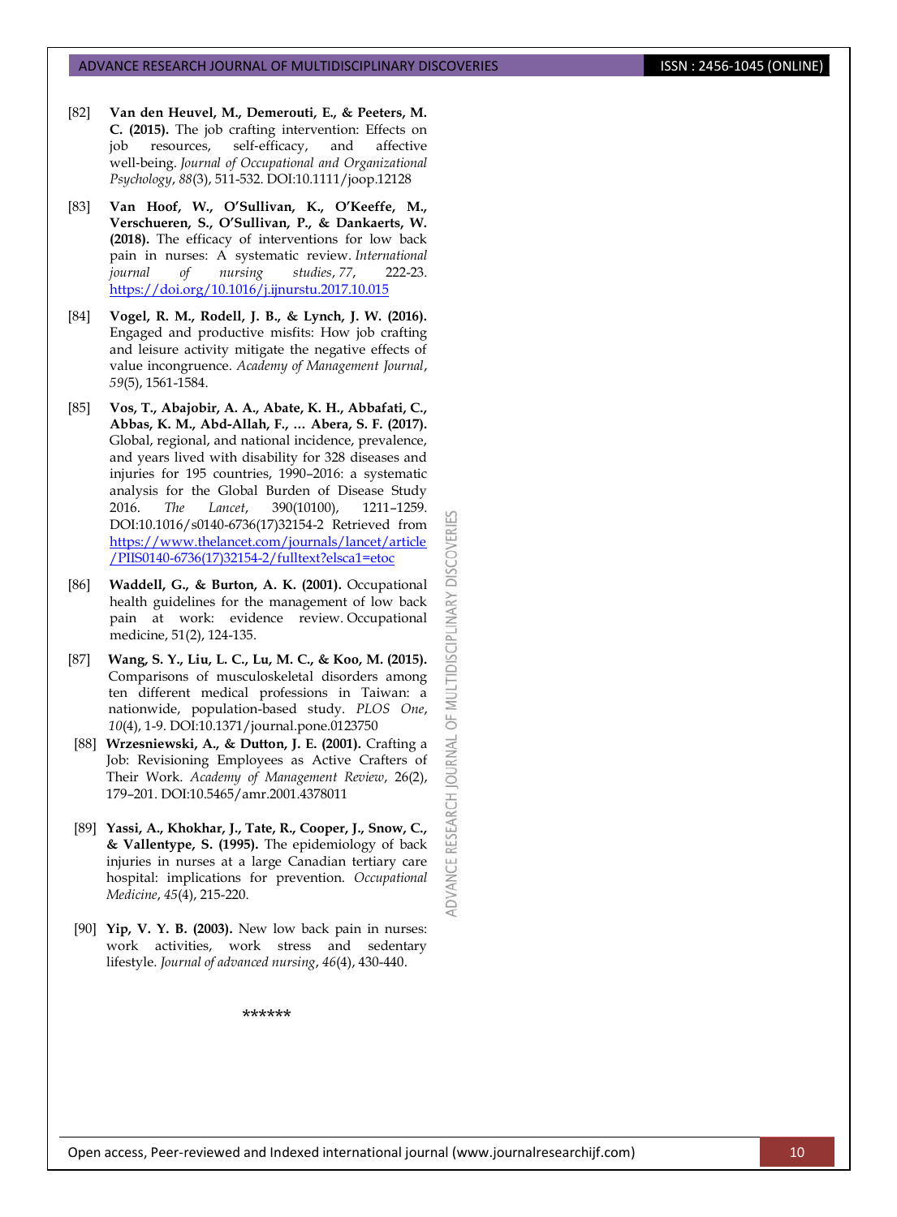[82] **Van den Heuvel, M., Demerouti, E., & Peeters, M. C. (2015).** The job crafting intervention: Effects on job resources, self-efficacy, and affective well-being. *Journal of Occupational and Organizational Psychology*, *88*(3), 511-532. DOI:10.1111/joop.12128

[83] **Van Hoof, W., O'Sullivan, K., O'Keeffe, M., Verschueren, S., O'Sullivan, P., & Dankaerts, W. (2018).** The efficacy of interventions for low back pain in nurses: A systematic review. *International journal of nursing studies*, *77*, 222-23. https://doi.org/10.1016/j.ijnurstu.2017.10.015

[84] **Vogel, R. M., Rodell, J. B., & Lynch, J. W. (2016).** Engaged and productive misfits: How job crafting and leisure activity mitigate the negative effects of value incongruence. *Academy of Management Journal*, *59*(5), 1561-1584.

[85] **Vos, T., Abajobir, A. A., Abate, K. H., Abbafati, C., Abbas, K. M., Abd-Allah, F., … Abera, S. F. (2017).** Global, regional, and national incidence, prevalence, and years lived with disability for 328 diseases and injuries for 195 countries, 1990–2016: a systematic analysis for the Global Burden of Disease Study 2016. *The Lancet*, 390(10100), 1211–1259. DOI:10.1016/s0140-6736(17)32154-2 Retrieved from https://www.thelancet.com/journals/lancet/article/PIIS0140-6736(17)32154-2/fulltext?elsca1=etoc

[86] **Waddell, G., & Burton, A. K. (2001).** Occupational health guidelines for the management of low back pain at work: evidence review. Occupational medicine, 51(2), 124-135.

[87] **Wang, S. Y., Liu, L. C., Lu, M. C., & Koo, M. (2015).** Comparisons of musculoskeletal disorders among ten different medical professions in Taiwan: a nationwide, population-based study. *PLOS One*, *10*(4), 1-9. DOI:10.1371/journal.pone.0123750

[88] **Wrzesniewski, A., & Dutton, J. E. (2001).** Crafting a Job: Revisioning Employees as Active Crafters of Their Work. *Academy of Management Review*, 26(2), 179–201. DOI:10.5465/amr.2001.4378011

[89] **Yassi, A., Khokhar, J., Tate, R., Cooper, J., Snow, C., & Vallentype, S. (1995).** The epidemiology of back injuries in nurses at a large Canadian tertiary care hospital: implications for prevention. *Occupational Medicine*, *45*(4), 215-220.

[90] **Yip, V. Y. B. (2003).** New low back pain in nurses: work activities, work stress and sedentary lifestyle. *Journal of advanced nursing*, *46*(4), 430-440.

******